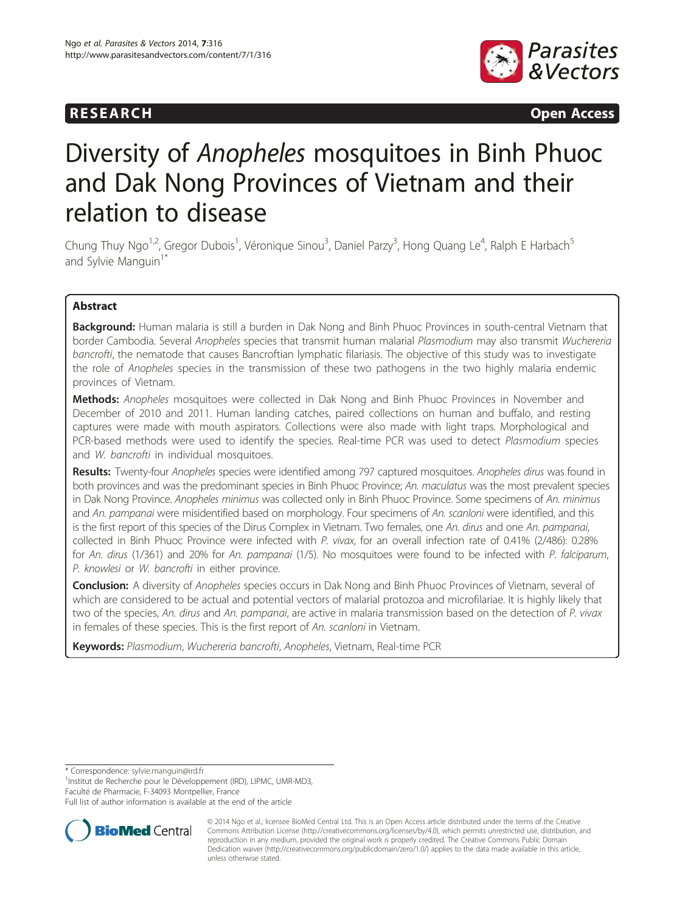RESEARCH Open Access

# Diversity of *Anopheles* mosquitoes in Binh Phuoc and Dak Nong Provinces of Vietnam and their relation to disease

Chung Thuy Ngo[1,2], Gregor Dubois[1], Véronique Sinou[3], Daniel Parzy[3], Hong Quang Le[4], Ralph E Harbach[5] and Sylvie Manguin[1*]

## Abstract

**Background:** Human malaria is still a burden in Dak Nong and Binh Phuoc Provinces in south-central Vietnam that border Cambodia. Several *Anopheles* species that transmit human malarial *Plasmodium* may also transmit *Wuchereria bancrofti*, the nematode that causes Bancroftian lymphatic filariasis. The objective of this study was to investigate the role of *Anopheles* species in the transmission of these two pathogens in the two highly malaria endemic provinces of Vietnam.

**Methods:** *Anopheles* mosquitoes were collected in Dak Nong and Binh Phuoc Provinces in November and December of 2010 and 2011. Human landing catches, paired collections on human and buffalo, and resting captures were made with mouth aspirators. Collections were also made with light traps. Morphological and PCR-based methods were used to identify the species. Real-time PCR was used to detect *Plasmodium* species and *W. bancrofti* in individual mosquitoes.

**Results:** Twenty-four *Anopheles* species were identified among 797 captured mosquitoes. *Anopheles dirus* was found in both provinces and was the predominant species in Binh Phuoc Province; *An. maculatus* was the most prevalent species in Dak Nong Province. *Anopheles minimus* was collected only in Binh Phuoc Province. Some specimens of *An. minimus* and *An. pampanai* were misidentified based on morphology. Four specimens of *An. scanloni* were identified, and this is the first report of this species of the Dirus Complex in Vietnam. Two females, one *An. dirus* and one *An. pampanai*, collected in Binh Phuoc Province were infected with *P. vivax*, for an overall infection rate of 0.41% (2/486): 0.28% for *An. dirus* (1/361) and 20% for *An. pampanai* (1/5). No mosquitoes were found to be infected with *P. falciparum*, *P. knowlesi* or *W. bancrofti* in either province.

**Conclusion:** A diversity of *Anopheles* species occurs in Dak Nong and Binh Phuoc Provinces of Vietnam, several of which are considered to be actual and potential vectors of malarial protozoa and microfilariae. It is highly likely that two of the species, *An. dirus* and *An. pampanai*, are active in malaria transmission based on the detection of *P. vivax* in females of these species. This is the first report of *An. scanloni* in Vietnam.

**Keywords:** *Plasmodium*, *Wuchereria bancrofti*, *Anopheles*, Vietnam, Real-time PCR

\* Correspondence: sylvie.manguin@ird.fr
[1]Institut de Recherche pour le Développement (IRD), LIPMC, UMR-MD3, Faculté de Pharmacie, F-34093 Montpellier, France
Full list of author information is available at the end of the article

© 2014 Ngo et al.; licensee BioMed Central Ltd. This is an Open Access article distributed under the terms of the Creative Commons Attribution License (http://creativecommons.org/licenses/by/4.0), which permits unrestricted use, distribution, and reproduction in any medium, provided the original work is properly credited. The Creative Commons Public Domain Dedication waiver (http://creativecommons.org/publicdomain/zero/1.0/) applies to the data made available in this article, unless otherwise stated.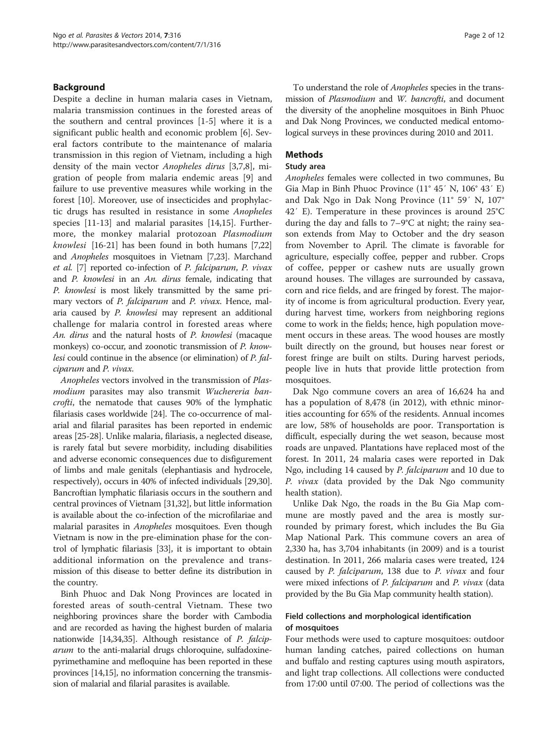## Background

Despite a decline in human malaria cases in Vietnam, malaria transmission continues in the forested areas of the southern and central provinces [1-5] where it is a significant public health and economic problem [6]. Several factors contribute to the maintenance of malaria transmission in this region of Vietnam, including a high density of the main vector *Anopheles dirus* [3,7,8], migration of people from malaria endemic areas [9] and failure to use preventive measures while working in the forest [10]. Moreover, use of insecticides and prophylactic drugs has resulted in resistance in some *Anopheles* species [11-13] and malarial parasites [14,15]. Furthermore, the monkey malarial protozoan *Plasmodium knowlesi* [16-21] has been found in both humans [7,22] and *Anopheles* mosquitoes in Vietnam [7,23]. Marchand *et al.* [7] reported co-infection of *P. falciparum*, *P. vivax* and *P. knowlesi* in an *An. dirus* female, indicating that *P. knowlesi* is most likely transmitted by the same primary vectors of *P. falciparum* and *P. vivax*. Hence, malaria caused by *P. knowlesi* may represent an additional challenge for malaria control in forested areas where *An. dirus* and the natural hosts of *P. knowlesi* (macaque monkeys) co-occur, and zoonotic transmission of *P. knowlesi* could continue in the absence (or elimination) of *P. falciparum* and *P. vivax*.

*Anopheles* vectors involved in the transmission of *Plasmodium* parasites may also transmit *Wuchereria bancrofti*, the nematode that causes 90% of the lymphatic filariasis cases worldwide [24]. The co-occurrence of malarial and filarial parasites has been reported in endemic areas [25-28]. Unlike malaria, filariasis, a neglected disease, is rarely fatal but severe morbidity, including disabilities and adverse economic consequences due to disfigurement of limbs and male genitals (elephantiasis and hydrocele, respectively), occurs in 40% of infected individuals [29,30]. Bancroftian lymphatic filariasis occurs in the southern and central provinces of Vietnam [31,32], but little information is available about the co-infection of the microfilariae and malarial parasites in *Anopheles* mosquitoes. Even though Vietnam is now in the pre-elimination phase for the control of lymphatic filariasis [33], it is important to obtain additional information on the prevalence and transmission of this disease to better define its distribution in the country.

Binh Phuoc and Dak Nong Provinces are located in forested areas of south-central Vietnam. These two neighboring provinces share the border with Cambodia and are recorded as having the highest burden of malaria nationwide [14,34,35]. Although resistance of *P. falciparum* to the anti-malarial drugs chloroquine, sulfadoxine-pyrimethamine and mefloquine has been reported in these provinces [14,15], no information concerning the transmission of malarial and filarial parasites is available.

To understand the role of *Anopheles* species in the transmission of *Plasmodium* and *W. bancrofti*, and document the diversity of the anopheline mosquitoes in Binh Phuoc and Dak Nong Provinces, we conducted medical entomological surveys in these provinces during 2010 and 2011.

## Methods

### Study area

*Anopheles* females were collected in two communes, Bu Gia Map in Binh Phuoc Province (11° 45′ N, 106° 43′ E) and Dak Ngo in Dak Nong Province (11° 59′ N, 107° 42′ E). Temperature in these provinces is around 25°C during the day and falls to 7–9°C at night; the rainy season extends from May to October and the dry season from November to April. The climate is favorable for agriculture, especially coffee, pepper and rubber. Crops of coffee, pepper or cashew nuts are usually grown around houses. The villages are surrounded by cassava, corn and rice fields, and are fringed by forest. The majority of income is from agricultural production. Every year, during harvest time, workers from neighboring regions come to work in the fields; hence, high population movement occurs in these areas. The wood houses are mostly built directly on the ground, but houses near forest or forest fringe are built on stilts. During harvest periods, people live in huts that provide little protection from mosquitoes.

Dak Ngo commune covers an area of 16,624 ha and has a population of 8,478 (in 2012), with ethnic minorities accounting for 65% of the residents. Annual incomes are low, 58% of households are poor. Transportation is difficult, especially during the wet season, because most roads are unpaved. Plantations have replaced most of the forest. In 2011, 24 malaria cases were reported in Dak Ngo, including 14 caused by *P. falciparum* and 10 due to *P. vivax* (data provided by the Dak Ngo community health station).

Unlike Dak Ngo, the roads in the Bu Gia Map commune are mostly paved and the area is mostly surrounded by primary forest, which includes the Bu Gia Map National Park. This commune covers an area of 2,330 ha, has 3,704 inhabitants (in 2009) and is a tourist destination. In 2011, 266 malaria cases were treated, 124 caused by *P. falciparum*, 138 due to *P. vivax* and four were mixed infections of *P. falciparum* and *P. vivax* (data provided by the Bu Gia Map community health station).

### Field collections and morphological identification of mosquitoes

Four methods were used to capture mosquitoes: outdoor human landing catches, paired collections on human and buffalo and resting captures using mouth aspirators, and light trap collections. All collections were conducted from 17:00 until 07:00. The period of collections was the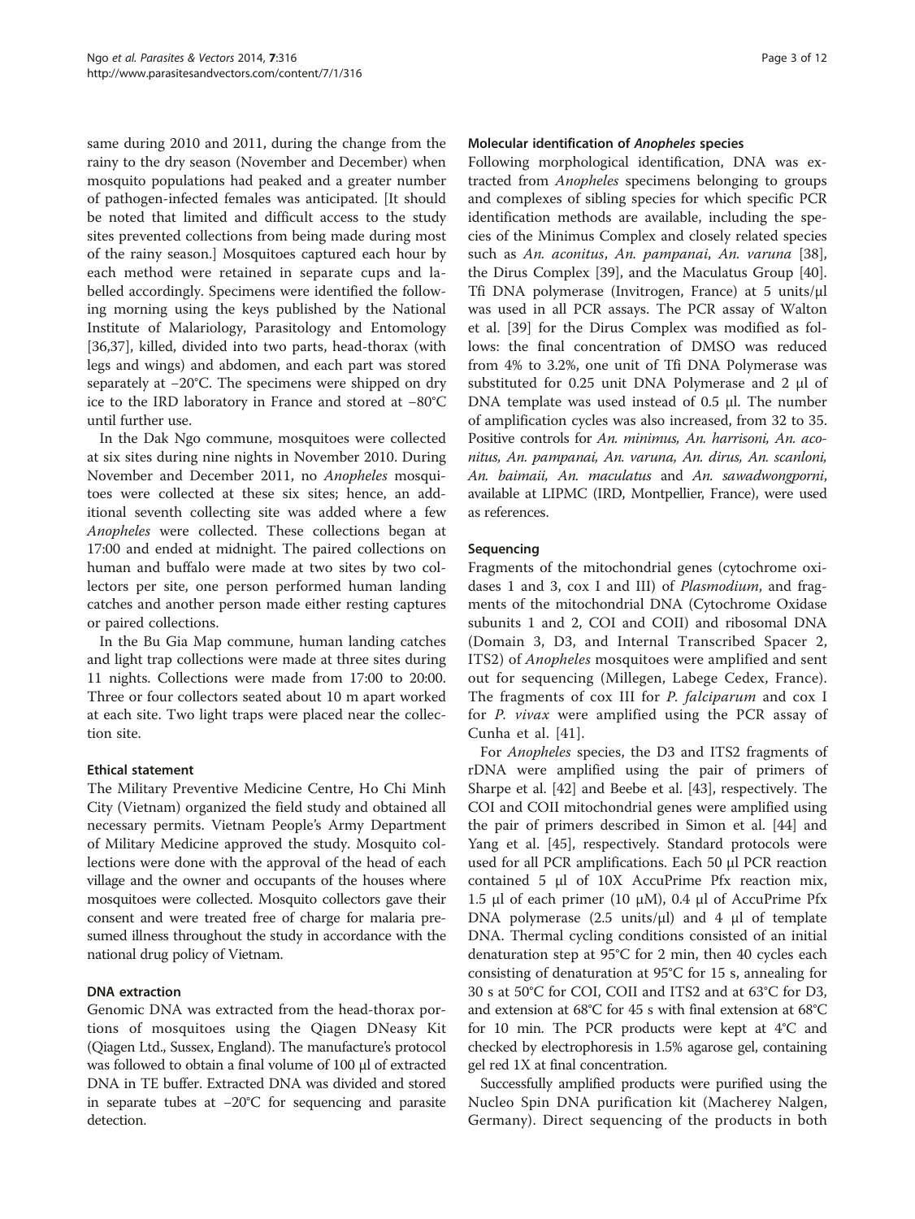same during 2010 and 2011, during the change from the rainy to the dry season (November and December) when mosquito populations had peaked and a greater number of pathogen-infected females was anticipated. [It should be noted that limited and difficult access to the study sites prevented collections from being made during most of the rainy season.] Mosquitoes captured each hour by each method were retained in separate cups and labelled accordingly. Specimens were identified the following morning using the keys published by the National Institute of Malariology, Parasitology and Entomology [36,37], killed, divided into two parts, head-thorax (with legs and wings) and abdomen, and each part was stored separately at −20°C. The specimens were shipped on dry ice to the IRD laboratory in France and stored at −80°C until further use.

In the Dak Ngo commune, mosquitoes were collected at six sites during nine nights in November 2010. During November and December 2011, no *Anopheles* mosquitoes were collected at these six sites; hence, an additional seventh collecting site was added where a few *Anopheles* were collected. These collections began at 17:00 and ended at midnight. The paired collections on human and buffalo were made at two sites by two collectors per site, one person performed human landing catches and another person made either resting captures or paired collections.

In the Bu Gia Map commune, human landing catches and light trap collections were made at three sites during 11 nights. Collections were made from 17:00 to 20:00. Three or four collectors seated about 10 m apart worked at each site. Two light traps were placed near the collection site.

#### Ethical statement

The Military Preventive Medicine Centre, Ho Chi Minh City (Vietnam) organized the field study and obtained all necessary permits. Vietnam People's Army Department of Military Medicine approved the study. Mosquito collections were done with the approval of the head of each village and the owner and occupants of the houses where mosquitoes were collected. Mosquito collectors gave their consent and were treated free of charge for malaria presumed illness throughout the study in accordance with the national drug policy of Vietnam.

#### DNA extraction

Genomic DNA was extracted from the head-thorax portions of mosquitoes using the Qiagen DNeasy Kit (Qiagen Ltd., Sussex, England). The manufacture's protocol was followed to obtain a final volume of 100 μl of extracted DNA in TE buffer. Extracted DNA was divided and stored in separate tubes at −20°C for sequencing and parasite detection.

#### Molecular identification of *Anopheles* species

Following morphological identification, DNA was extracted from *Anopheles* specimens belonging to groups and complexes of sibling species for which specific PCR identification methods are available, including the species of the Minimus Complex and closely related species such as *An. aconitus*, *An. pampanai*, *An. varuna* [38], the Dirus Complex [39], and the Maculatus Group [40]. Tfi DNA polymerase (Invitrogen, France) at 5 units/μl was used in all PCR assays. The PCR assay of Walton et al. [39] for the Dirus Complex was modified as follows: the final concentration of DMSO was reduced from 4% to 3.2%, one unit of Tfi DNA Polymerase was substituted for 0.25 unit DNA Polymerase and 2 μl of DNA template was used instead of 0.5 μl. The number of amplification cycles was also increased, from 32 to 35. Positive controls for *An. minimus, An. harrisoni, An. aconitus, An. pampanai, An. varuna, An. dirus, An. scanloni, An. baimaii, An. maculatus* and *An. sawadwongporni*, available at LIPMC (IRD, Montpellier, France), were used as references.

#### Sequencing

Fragments of the mitochondrial genes (cytochrome oxidases 1 and 3, cox I and III) of *Plasmodium*, and fragments of the mitochondrial DNA (Cytochrome Oxidase subunits 1 and 2, COI and COII) and ribosomal DNA (Domain 3, D3, and Internal Transcribed Spacer 2, ITS2) of *Anopheles* mosquitoes were amplified and sent out for sequencing (Millegen, Labege Cedex, France). The fragments of cox III for *P. falciparum* and cox I for *P. vivax* were amplified using the PCR assay of Cunha et al. [41].

For *Anopheles* species, the D3 and ITS2 fragments of rDNA were amplified using the pair of primers of Sharpe et al. [42] and Beebe et al. [43], respectively. The COI and COII mitochondrial genes were amplified using the pair of primers described in Simon et al. [44] and Yang et al. [45], respectively. Standard protocols were used for all PCR amplifications. Each 50 μl PCR reaction contained 5 μl of 10X AccuPrime Pfx reaction mix, 1.5 μl of each primer (10 μM), 0.4 μl of AccuPrime Pfx DNA polymerase (2.5 units/μl) and 4 μl of template DNA. Thermal cycling conditions consisted of an initial denaturation step at 95°C for 2 min, then 40 cycles each consisting of denaturation at 95°C for 15 s, annealing for 30 s at 50°C for COI, COII and ITS2 and at 63°C for D3, and extension at 68°C for 45 s with final extension at 68°C for 10 min. The PCR products were kept at 4°C and checked by electrophoresis in 1.5% agarose gel, containing gel red 1X at final concentration.

Successfully amplified products were purified using the Nucleo Spin DNA purification kit (Macherey Nalgen, Germany). Direct sequencing of the products in both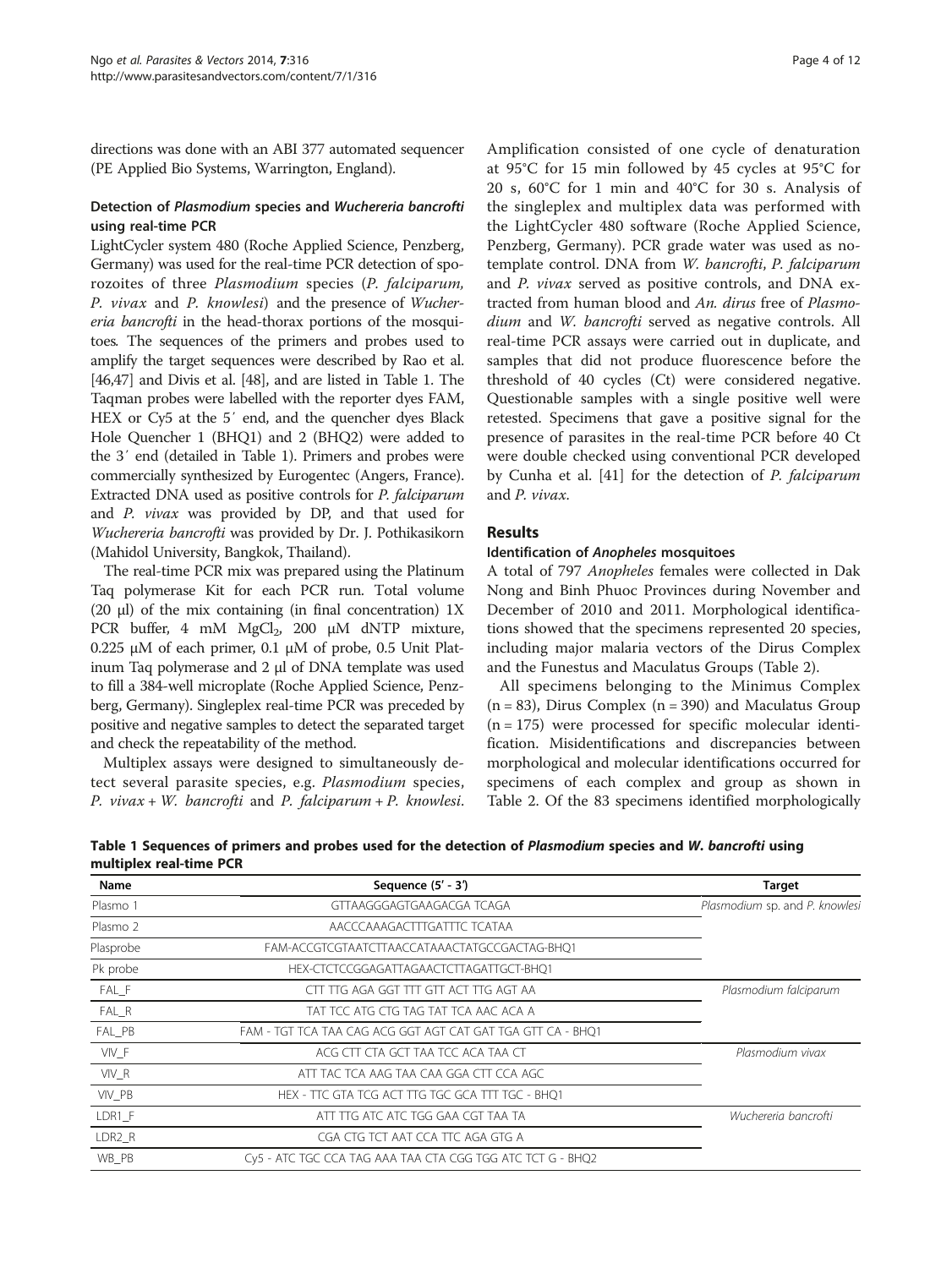directions was done with an ABI 377 automated sequencer (PE Applied Bio Systems, Warrington, England).

### Detection of *Plasmodium* species and *Wuchereria bancrofti* using real-time PCR

LightCycler system 480 (Roche Applied Science, Penzberg, Germany) was used for the real-time PCR detection of sporozoites of three *Plasmodium* species (*P. falciparum*, *P. vivax* and *P. knowlesi*) and the presence of *Wuchereria bancrofti* in the head-thorax portions of the mosquitoes. The sequences of the primers and probes used to amplify the target sequences were described by Rao et al. [46,47] and Divis et al. [48], and are listed in Table 1. The Taqman probes were labelled with the reporter dyes FAM, HEX or Cy5 at the 5′ end, and the quencher dyes Black Hole Quencher 1 (BHQ1) and 2 (BHQ2) were added to the 3′ end (detailed in Table 1). Primers and probes were commercially synthesized by Eurogentec (Angers, France). Extracted DNA used as positive controls for *P. falciparum* and *P. vivax* was provided by DP, and that used for *Wuchereria bancrofti* was provided by Dr. J. Pothikasikorn (Mahidol University, Bangkok, Thailand).

The real-time PCR mix was prepared using the Platinum Taq polymerase Kit for each PCR run. Total volume (20 μl) of the mix containing (in final concentration) 1X PCR buffer, 4 mM $MgCl_2$, 200 μM dNTP mixture, 0.225 μM of each primer, 0.1 μM of probe, 0.5 Unit Platinum Taq polymerase and 2 μl of DNA template was used to fill a 384-well microplate (Roche Applied Science, Penzberg, Germany). Singleplex real-time PCR was preceded by positive and negative samples to detect the separated target and check the repeatability of the method.

Multiplex assays were designed to simultaneously detect several parasite species, e.g. *Plasmodium* species, *P. vivax* + *W. bancrofti* and *P. falciparum* + *P. knowlesi*. Amplification consisted of one cycle of denaturation at 95°C for 15 min followed by 45 cycles at 95°C for 20 s, 60°C for 1 min and 40°C for 30 s. Analysis of the singleplex and multiplex data was performed with the LightCycler 480 software (Roche Applied Science, Penzberg, Germany). PCR grade water was used as no-template control. DNA from *W. bancrofti*, *P. falciparum* and *P. vivax* served as positive controls, and DNA extracted from human blood and *An. dirus* free of *Plasmodium* and *W. bancrofti* served as negative controls. All real-time PCR assays were carried out in duplicate, and samples that did not produce fluorescence before the threshold of 40 cycles (Ct) were considered negative. Questionable samples with a single positive well were retested. Specimens that gave a positive signal for the presence of parasites in the real-time PCR before 40 Ct were double checked using conventional PCR developed by Cunha et al. [41] for the detection of *P. falciparum* and *P. vivax*.

## Results

### Identification of *Anopheles* mosquitoes

A total of 797 *Anopheles* females were collected in Dak Nong and Binh Phuoc Provinces during November and December of 2010 and 2011. Morphological identifications showed that the specimens represented 20 species, including major malaria vectors of the Dirus Complex and the Funestus and Maculatus Groups (Table 2).

All specimens belonging to the Minimus Complex (n = 83), Dirus Complex (n = 390) and Maculatus Group (n = 175) were processed for specific molecular identification. Misidentifications and discrepancies between morphological and molecular identifications occurred for specimens of each complex and group as shown in Table 2. Of the 83 specimens identified morphologically

**Table 1 Sequences of primers and probes used for the detection of *Plasmodium* species and *W. bancrofti* using multiplex real-time PCR**

| Name | Sequence (5′ - 3′) | Target |
|---|---|---|
| Plasmo 1 | GTTAAGGGAGTGAAGACGA TCAGA | *Plasmodium* sp. and *P. knowlesi* |
| Plasmo 2 | AACCCAAAGACTTTGATTTC TCATAA | |
| Plasprobe | FAM-ACCGTCGTAATCTTAACCATAAACTATGCCGACTAG-BHQ1 | |
| Pk probe | HEX-CTCTCCGGAGATTAGAACTCTTAGATTGCT-BHQ1 | |
| FAL_F | CTT TTG AGA GGT TTT GTT ACT TTG AGT AA | *Plasmodium falciparum* |
| FAL_R | TAT TCC ATG CTG TAG TAT TCA AAC ACA A | |
| FAL_PB | FAM - TGT TCA TAA CAG ACG GGT AGT CAT GAT TGA GTT CA - BHQ1 | |
| VIV_F | ACG CTT CTA GCT TAA TCC ACA TAA CT | *Plasmodium vivax* |
| VIV_R | ATT TAC TCA AAG TAA CAA GGA CTT CCA AGC | |
| VIV_PB | HEX - TTC GTA TCG ACT TTG TGC GCA TTT TGC - BHQ1 | |
| LDR1_F | ATT TTG ATC ATC TGG GAA CGT TAA TA | *Wuchereria bancrofti* |
| LDR2_R | CGA CTG TCT AAT CCA TTC AGA GTG A | |
| WB_PB | Cy5 - ATC TGC CCA TAG AAA TAA CTA CGG TGG ATC TCT G - BHQ2 | |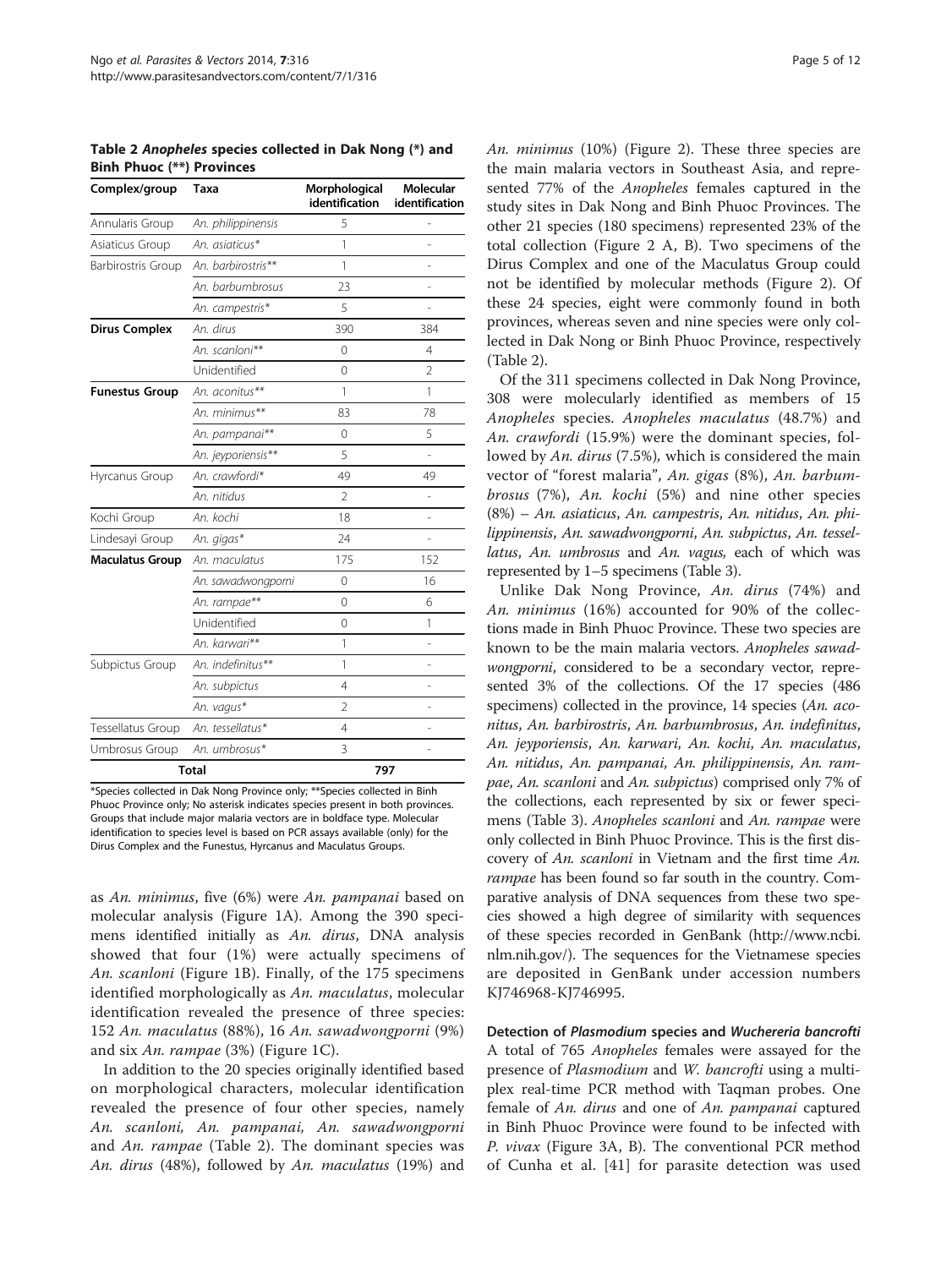**Table 2 *Anopheles* species collected in Dak Nong (*) and Binh Phuoc (**) Provinces**

| Complex/group | Taxa | Morphological identification | Molecular identification |
|---|---|---|---|
| Annularis Group | *An. philippinensis* | 5 | - |
| Asiaticus Group | *An. asiaticus** | 1 | - |
| Barbirostris Group | *An. barbirostris*** | 1 | - |
| | *An. barbumbrosus* | 23 | - |
| | *An. campestris** | 5 | - |
| **Dirus Complex** | *An. dirus* | 390 | 384 |
| | *An. scanloni*** | 0 | 4 |
| | Unidentified | 0 | 2 |
| **Funestus Group** | *An. aconitus*** | 1 | 1 |
| | *An. minimus*** | 83 | 78 |
| | *An. pampanai*** | 0 | 5 |
| | *An. jeyporiensis*** | 5 | - |
| Hyrcanus Group | *An. crawfordi** | 49 | 49 |
| | *An. nitidus* | 2 | - |
| Kochi Group | *An. kochi* | 18 | - |
| Lindesayi Group | *An. gigas** | 24 | - |
| **Maculatus Group** | *An. maculatus* | 175 | 152 |
| | *An. sawadwongporni* | 0 | 16 |
| | *An. rampae*** | 0 | 6 |
| | Unidentified | 0 | 1 |
| | *An. karwari*** | 1 | - |
| Subpictus Group | *An. indefinitus*** | 1 | - |
| | *An. subpictus* | 4 | - |
| | *An. vagus** | 2 | - |
| Tessellatus Group | *An. tessellatus** | 4 | - |
| Umbrosus Group | *An. umbrosus** | 3 | - |
| **Total** | | 797 | |

*Species collected in Dak Nong Province only; **Species collected in Binh Phuoc Province only; No asterisk indicates species present in both provinces. Groups that include major malaria vectors are in boldface type. Molecular identification to species level is based on PCR assays available (only) for the Dirus Complex and the Funestus, Hyrcanus and Maculatus Groups.

as *An. minimus*, five (6%) were *An. pampanai* based on molecular analysis (Figure 1A). Among the 390 specimens identified initially as *An. dirus*, DNA analysis showed that four (1%) were actually specimens of *An. scanloni* (Figure 1B). Finally, of the 175 specimens identified morphologically as *An. maculatus*, molecular identification revealed the presence of three species: 152 *An. maculatus* (88%), 16 *An. sawadwongporni* (9%) and six *An. rampae* (3%) (Figure 1C).

In addition to the 20 species originally identified based on morphological characters, molecular identification revealed the presence of four other species, namely *An. scanloni, An. pampanai, An. sawadwongporni* and *An. rampae* (Table 2). The dominant species was *An. dirus* (48%), followed by *An. maculatus* (19%) and *An. minimus* (10%) (Figure 2). These three species are the main malaria vectors in Southeast Asia, and represented 77% of the *Anopheles* females captured in the study sites in Dak Nong and Binh Phuoc Provinces. The other 21 species (180 specimens) represented 23% of the total collection (Figure 2 A, B). Two specimens of the Dirus Complex and one of the Maculatus Group could not be identified by molecular methods (Figure 2). Of these 24 species, eight were commonly found in both provinces, whereas seven and nine species were only collected in Dak Nong or Binh Phuoc Province, respectively (Table 2).

Of the 311 specimens collected in Dak Nong Province, 308 were molecularly identified as members of 15 *Anopheles* species. *Anopheles maculatus* (48.7%) and *An. crawfordi* (15.9%) were the dominant species, followed by *An. dirus* (7.5%), which is considered the main vector of "forest malaria", *An. gigas* (8%), *An. barbumbrosus* (7%), *An. kochi* (5%) and nine other species (8%) – *An. asiaticus*, *An. campestris*, *An. nitidus*, *An. philippinensis*, *An. sawadwongporni*, *An. subpictus*, *An. tessellatus*, *An. umbrosus* and *An. vagus*, each of which was represented by 1–5 specimens (Table 3).

Unlike Dak Nong Province, *An. dirus* (74%) and *An. minimus* (16%) accounted for 90% of the collections made in Binh Phuoc Province. These two species are known to be the main malaria vectors. *Anopheles sawadwongporni*, considered to be a secondary vector, represented 3% of the collections. Of the 17 species (486 specimens) collected in the province, 14 species (*An. aconitus*, *An. barbirostris*, *An. barbumbrosus*, *An. indefinitus*, *An. jeyporiensis*, *An. karwari*, *An. kochi*, *An. maculatus*, *An. nitidus*, *An. pampanai*, *An. philippinensis*, *An. rampae*, *An. scanloni* and *An. subpictus*) comprised only 7% of the collections, each represented by six or fewer specimens (Table 3). *Anopheles scanloni* and *An. rampae* were only collected in Binh Phuoc Province. This is the first discovery of *An. scanloni* in Vietnam and the first time *An. rampae* has been found so far south in the country. Comparative analysis of DNA sequences from these two species showed a high degree of similarity with sequences of these species recorded in GenBank (http://www.ncbi.nlm.nih.gov/). The sequences for the Vietnamese species are deposited in GenBank under accession numbers KJ746968-KJ746995.

### Detection of *Plasmodium* species and *Wuchereria bancrofti*

A total of 765 *Anopheles* females were assayed for the presence of *Plasmodium* and *W. bancrofti* using a multiplex real-time PCR method with Taqman probes. One female of *An. dirus* and one of *An. pampanai* captured in Binh Phuoc Province were found to be infected with *P. vivax* (Figure 3A, B). The conventional PCR method of Cunha et al. [41] for parasite detection was used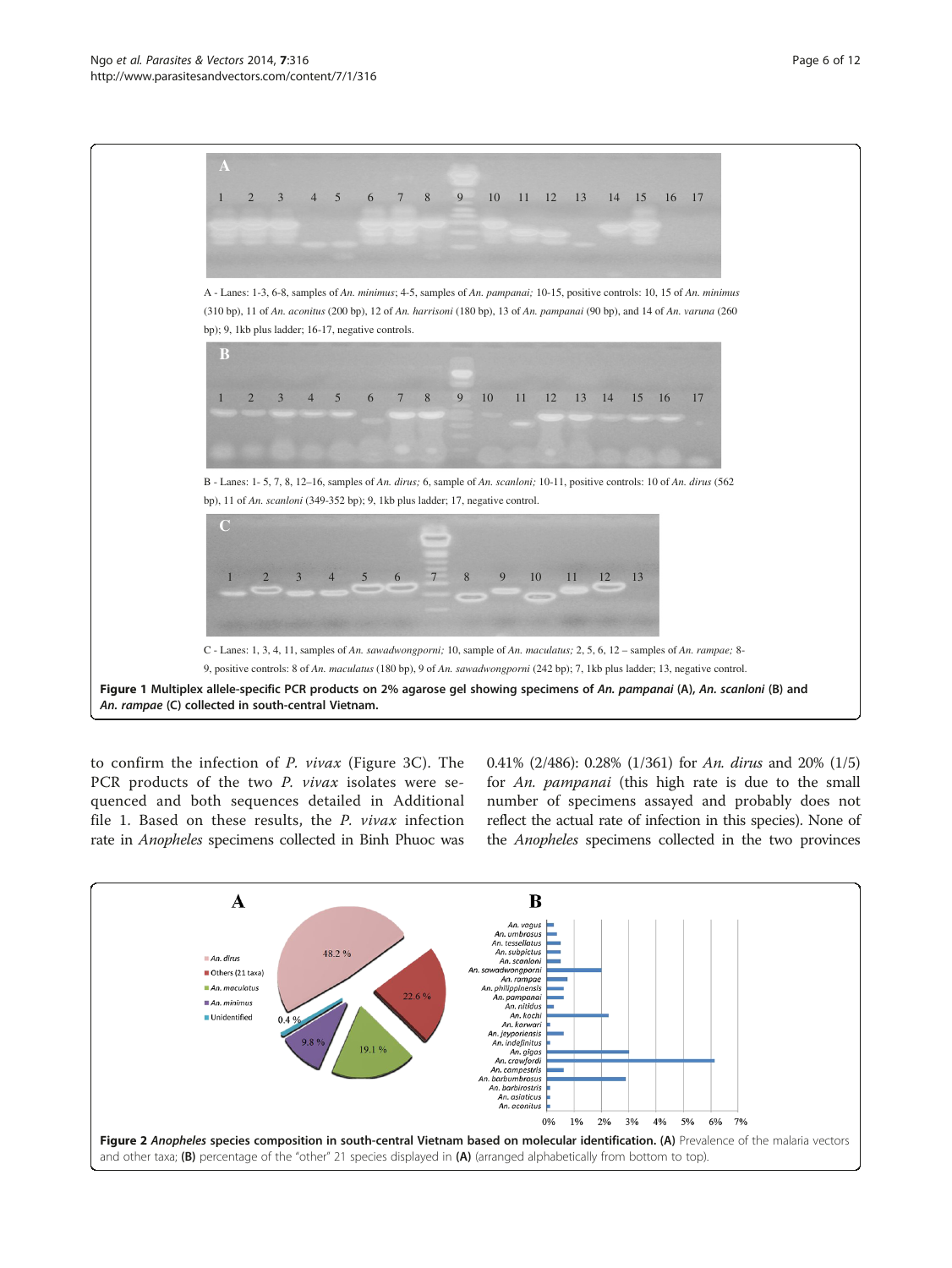A - Lanes: 1-3, 6-8, samples of *An. minimus*; 4-5, samples of *An. pampanai;* 10-15, positive controls: 10, 15 of *An. minimus* (310 bp), 11 of *An. aconitus* (200 bp), 12 of *An. harrisoni* (180 bp), 13 of *An. pampanai* (90 bp), and 14 of *An. varuna* (260 bp); 9, 1kb plus ladder; 16-17, negative controls.

B - Lanes: 1- 5, 7, 8, 12–16, samples of *An. dirus;* 6, sample of *An. scanloni;* 10-11, positive controls: 10 of *An. dirus* (562 bp), 11 of *An. scanloni* (349-352 bp); 9, 1kb plus ladder; 17, negative control.

C - Lanes: 1, 3, 4, 11, samples of *An. sawadwongporni;* 10, sample of *An. maculatus;* 2, 5, 6, 12 – samples of *An. rampae;* 8-9, positive controls: 8 of *An. maculatus* (180 bp), 9 of *An. sawadwongporni* (242 bp); 7, 1kb plus ladder; 13, negative control.

**Figure 1 Multiplex allele-specific PCR products on 2% agarose gel showing specimens of *An. pampanai* (A), *An. scanloni* (B) and *An. rampae* (C) collected in south-central Vietnam.**

to confirm the infection of *P. vivax* (Figure 3C). The PCR products of the two *P. vivax* isolates were sequenced and both sequences detailed in Additional file 1. Based on these results, the *P. vivax* infection rate in *Anopheles* specimens collected in Binh Phuoc was 0.41% (2/486): 0.28% (1/361) for *An. dirus* and 20% (1/5) for *An. pampanai* (this high rate is due to the small number of specimens assayed and probably does not reflect the actual rate of infection in this species). None of the *Anopheles* specimens collected in the two provinces

**Figure 2 *Anopheles* species composition in south-central Vietnam based on molecular identification. (A)** Prevalence of the malaria vectors and other taxa; **(B)** percentage of the "other" 21 species displayed in **(A)** (arranged alphabetically from bottom to top).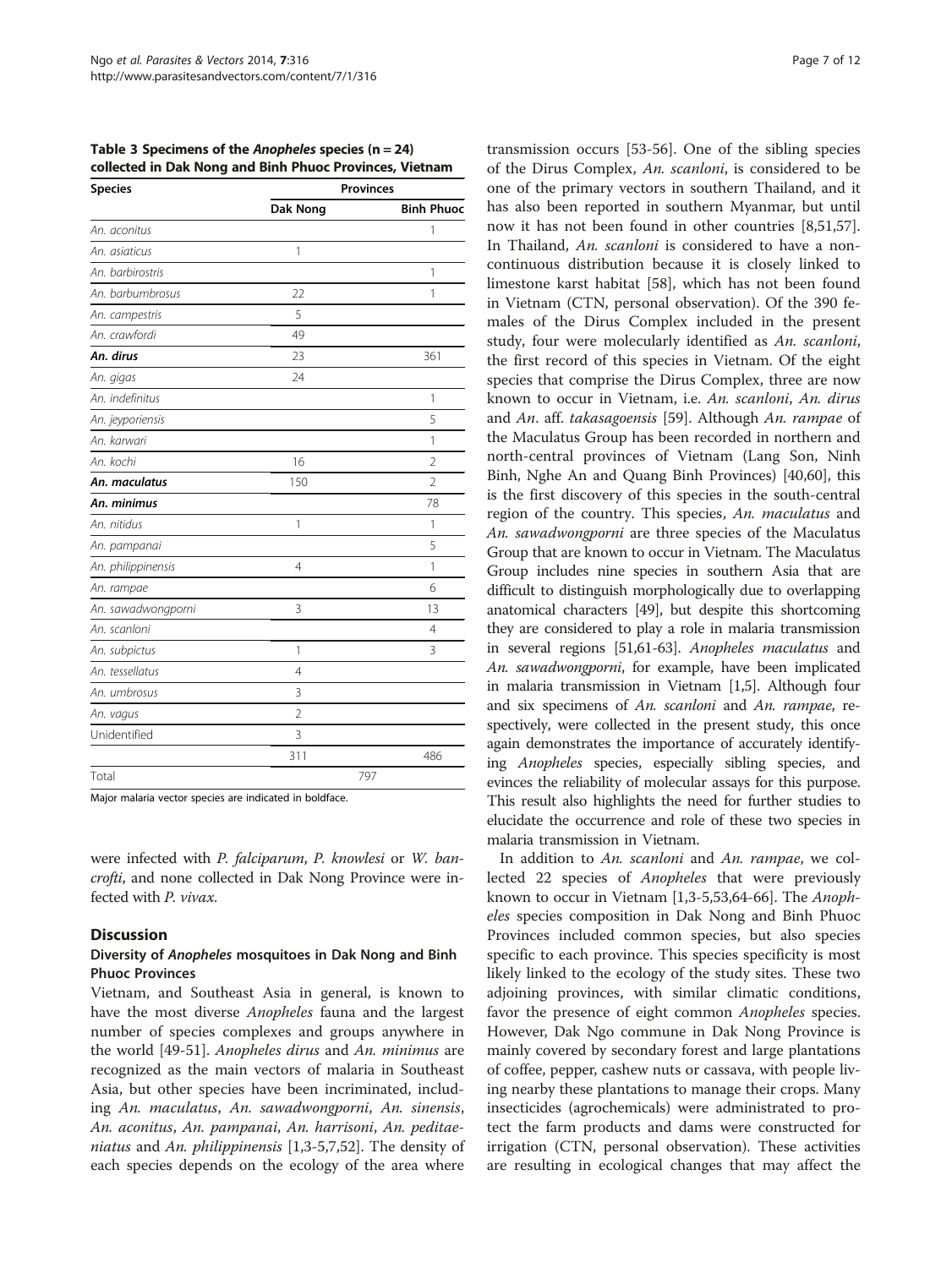**Table 3 Specimens of the *Anopheles* species (n = 24) collected in Dak Nong and Binh Phuoc Provinces, Vietnam**

| Species | Provinces | |
|---|---|---|
| | Dak Nong | Binh Phuoc |
| *An. aconitus* | | 1 |
| *An. asiaticus* | 1 | |
| *An. barbirostris* | | 1 |
| *An. barbumbrosus* | 22 | 1 |
| *An. campestris* | 5 | |
| *An. crawfordi* | 49 | |
| ***An. dirus*** | 23 | 361 |
| *An. gigas* | 24 | |
| *An. indefinitus* | | 1 |
| *An. jeyporiensis* | | 5 |
| *An. karwari* | | 1 |
| *An. kochi* | 16 | 2 |
| ***An. maculatus*** | 150 | 2 |
| ***An. minimus*** | | 78 |
| *An. nitidus* | 1 | 1 |
| *An. pampanai* | | 5 |
| *An. philippinensis* | 4 | 1 |
| *An. rampae* | | 6 |
| *An. sawadwongporni* | 3 | 13 |
| *An. scanloni* | | 4 |
| *An. subpictus* | 1 | 3 |
| *An. tessellatus* | 4 | |
| *An. umbrosus* | 3 | |
| *An. vagus* | 2 | |
| Unidentified | 3 | |
| | 311 | 486 |
| Total | 797 | |

Major malaria vector species are indicated in boldface.

were infected with *P. falciparum*, *P. knowlesi* or *W. bancrofti*, and none collected in Dak Nong Province were infected with *P. vivax*.

## Discussion

### Diversity of *Anopheles* mosquitoes in Dak Nong and Binh Phuoc Provinces

Vietnam, and Southeast Asia in general, is known to have the most diverse *Anopheles* fauna and the largest number of species complexes and groups anywhere in the world [49-51]. *Anopheles dirus* and *An. minimus* are recognized as the main vectors of malaria in Southeast Asia, but other species have been incriminated, including *An. maculatus*, *An. sawadwongporni*, *An. sinensis*, *An. aconitus*, *An. pampanai*, *An. harrisoni*, *An. peditaeniatus* and *An. philippinensis* [1,3-5,7,52]. The density of each species depends on the ecology of the area where transmission occurs [53-56]. One of the sibling species of the Dirus Complex, *An. scanloni*, is considered to be one of the primary vectors in southern Thailand, and it has also been reported in southern Myanmar, but until now it has not been found in other countries [8,51,57]. In Thailand, *An. scanloni* is considered to have a non-continuous distribution because it is closely linked to limestone karst habitat [58], which has not been found in Vietnam (CTN, personal observation). Of the 390 females of the Dirus Complex included in the present study, four were molecularly identified as *An. scanloni*, the first record of this species in Vietnam. Of the eight species that comprise the Dirus Complex, three are now known to occur in Vietnam, i.e. *An. scanloni*, *An. dirus* and *An*. aff. *takasagoensis* [59]. Although *An. rampae* of the Maculatus Group has been recorded in northern and north-central provinces of Vietnam (Lang Son, Ninh Binh, Nghe An and Quang Binh Provinces) [40,60], this is the first discovery of this species in the south-central region of the country. This species, *An. maculatus* and *An. sawadwongporni* are three species of the Maculatus Group that are known to occur in Vietnam. The Maculatus Group includes nine species in southern Asia that are difficult to distinguish morphologically due to overlapping anatomical characters [49], but despite this shortcoming they are considered to play a role in malaria transmission in several regions [51,61-63]. *Anopheles maculatus* and *An. sawadwongporni*, for example, have been implicated in malaria transmission in Vietnam [1,5]. Although four and six specimens of *An. scanloni* and *An. rampae*, respectively, were collected in the present study, this once again demonstrates the importance of accurately identifying *Anopheles* species, especially sibling species, and evinces the reliability of molecular assays for this purpose. This result also highlights the need for further studies to elucidate the occurrence and role of these two species in malaria transmission in Vietnam.

In addition to *An. scanloni* and *An. rampae*, we collected 22 species of *Anopheles* that were previously known to occur in Vietnam [1,3-5,53,64-66]. The *Anopheles* species composition in Dak Nong and Binh Phuoc Provinces included common species, but also species specific to each province. This species specificity is most likely linked to the ecology of the study sites. These two adjoining provinces, with similar climatic conditions, favor the presence of eight common *Anopheles* species. However, Dak Ngo commune in Dak Nong Province is mainly covered by secondary forest and large plantations of coffee, pepper, cashew nuts or cassava, with people living nearby these plantations to manage their crops. Many insecticides (agrochemicals) were administrated to protect the farm products and dams were constructed for irrigation (CTN, personal observation). These activities are resulting in ecological changes that may affect the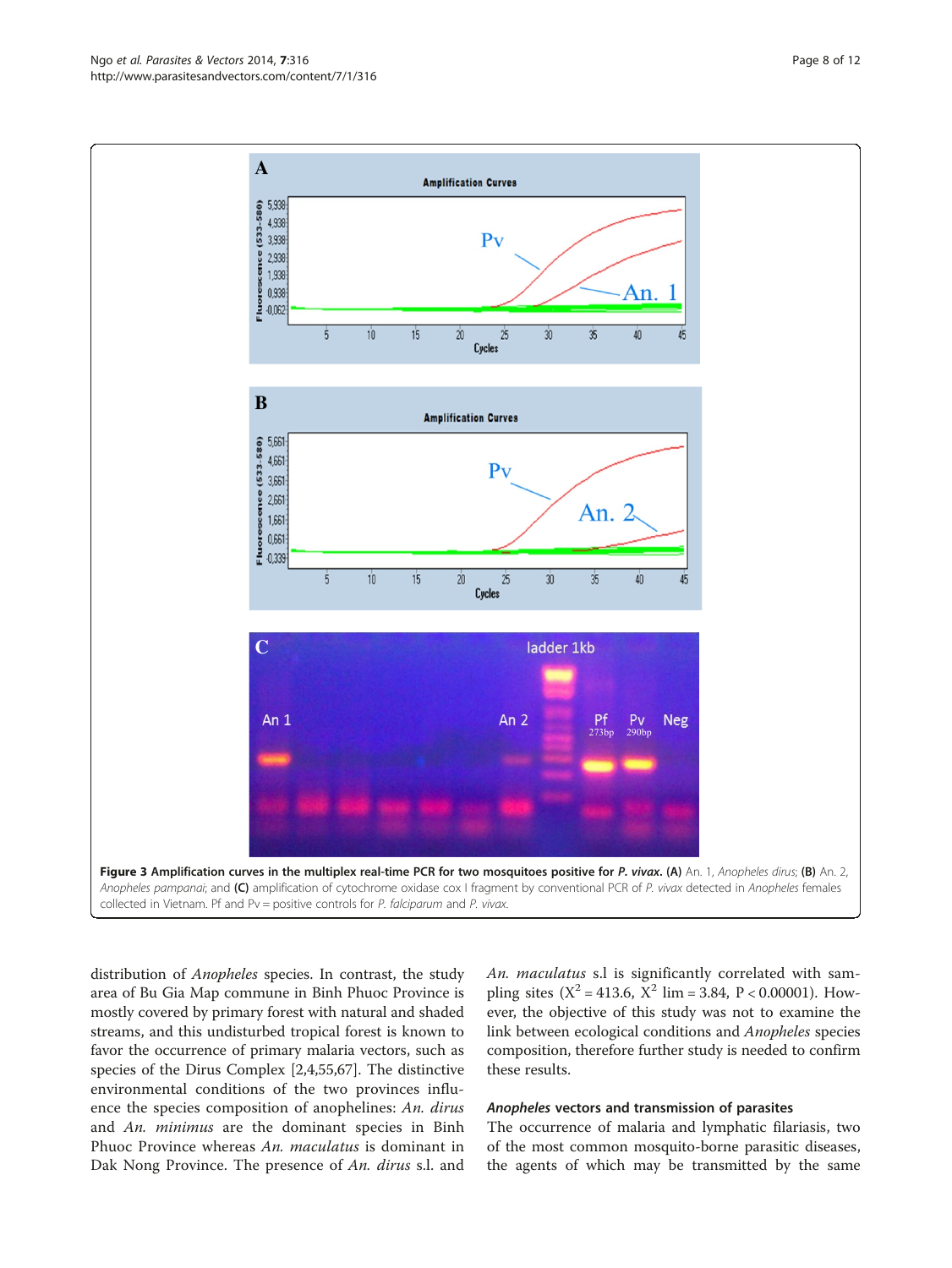**Figure 3 Amplification curves in the multiplex real-time PCR for two mosquitoes positive for *P. vivax*.** **(A)** An. 1, *Anopheles dirus*; **(B)** An. 2, *Anopheles pampanai*; and **(C)** amplification of cytochrome oxidase cox I fragment by conventional PCR of *P. vivax* detected in *Anopheles* females collected in Vietnam. Pf and Pv = positive controls for *P. falciparum* and *P. vivax*.

distribution of *Anopheles* species. In contrast, the study area of Bu Gia Map commune in Binh Phuoc Province is mostly covered by primary forest with natural and shaded streams, and this undisturbed tropical forest is known to favor the occurrence of primary malaria vectors, such as species of the Dirus Complex [2,4,55,67]. The distinctive environmental conditions of the two provinces influence the species composition of anophelines: *An. dirus* and *An. minimus* are the dominant species in Binh Phuoc Province whereas *An. maculatus* is dominant in Dak Nong Province. The presence of *An. dirus* s.l. and *An. maculatus* s.l is significantly correlated with sampling sites ($X^2 = 413.6$, $X^2$ lim = 3.84, $P < 0.00001$). However, the objective of this study was not to examine the link between ecological conditions and *Anopheles* species composition, therefore further study is needed to confirm these results.

### *Anopheles* vectors and transmission of parasites

The occurrence of malaria and lymphatic filariasis, two of the most common mosquito-borne parasitic diseases, the agents of which may be transmitted by the same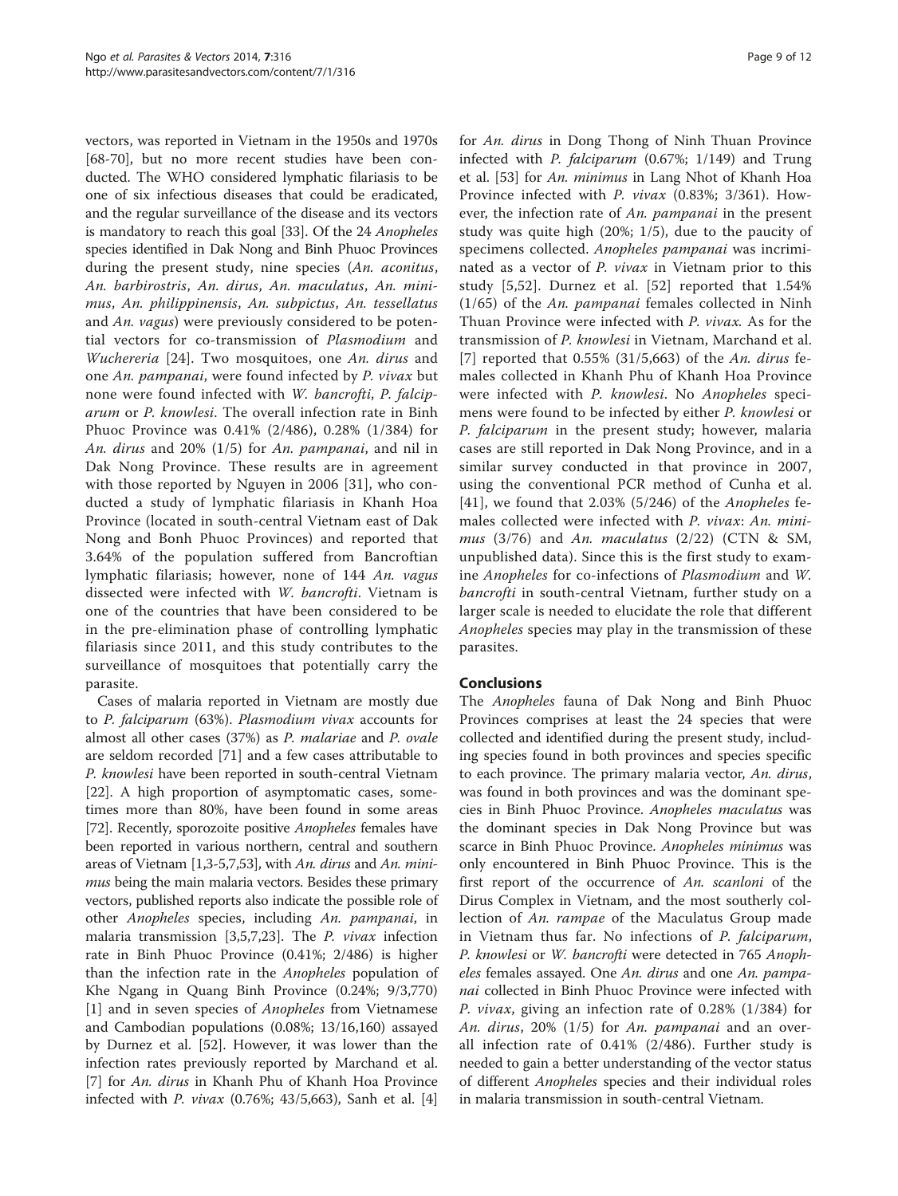vectors, was reported in Vietnam in the 1950s and 1970s [68-70], but no more recent studies have been conducted. The WHO considered lymphatic filariasis to be one of six infectious diseases that could be eradicated, and the regular surveillance of the disease and its vectors is mandatory to reach this goal [33]. Of the 24 *Anopheles* species identified in Dak Nong and Binh Phuoc Provinces during the present study, nine species (*An. aconitus*, *An. barbirostris*, *An. dirus*, *An. maculatus*, *An. minimus*, *An. philippinensis*, *An. subpictus*, *An. tessellatus* and *An. vagus*) were previously considered to be potential vectors for co-transmission of *Plasmodium* and *Wuchereria* [24]. Two mosquitoes, one *An. dirus* and one *An. pampanai*, were found infected by *P. vivax* but none were found infected with *W. bancrofti*, *P. falciparum* or *P. knowlesi*. The overall infection rate in Binh Phuoc Province was 0.41% (2/486), 0.28% (1/384) for *An. dirus* and 20% (1/5) for *An. pampanai*, and nil in Dak Nong Province. These results are in agreement with those reported by Nguyen in 2006 [31], who conducted a study of lymphatic filariasis in Khanh Hoa Province (located in south-central Vietnam east of Dak Nong and Bonh Phuoc Provinces) and reported that 3.64% of the population suffered from Bancroftian lymphatic filariasis; however, none of 144 *An. vagus* dissected were infected with *W. bancrofti*. Vietnam is one of the countries that have been considered to be in the pre-elimination phase of controlling lymphatic filariasis since 2011, and this study contributes to the surveillance of mosquitoes that potentially carry the parasite.

Cases of malaria reported in Vietnam are mostly due to *P. falciparum* (63%). *Plasmodium vivax* accounts for almost all other cases (37%) as *P. malariae* and *P. ovale* are seldom recorded [71] and a few cases attributable to *P. knowlesi* have been reported in south-central Vietnam [22]. A high proportion of asymptomatic cases, sometimes more than 80%, have been found in some areas [72]. Recently, sporozoite positive *Anopheles* females have been reported in various northern, central and southern areas of Vietnam [1,3-5,7,53], with *An. dirus* and *An. minimus* being the main malaria vectors. Besides these primary vectors, published reports also indicate the possible role of other *Anopheles* species, including *An. pampanai*, in malaria transmission [3,5,7,23]. The *P. vivax* infection rate in Binh Phuoc Province (0.41%; 2/486) is higher than the infection rate in the *Anopheles* population of Khe Ngang in Quang Binh Province (0.24%; 9/3,770) [1] and in seven species of *Anopheles* from Vietnamese and Cambodian populations (0.08%; 13/16,160) assayed by Durnez et al. [52]. However, it was lower than the infection rates previously reported by Marchand et al. [7] for *An. dirus* in Khanh Phu of Khanh Hoa Province infected with *P. vivax* (0.76%; 43/5,663), Sanh et al. [4] for *An. dirus* in Dong Thong of Ninh Thuan Province infected with *P. falciparum* (0.67%; 1/149) and Trung et al. [53] for *An. minimus* in Lang Nhot of Khanh Hoa Province infected with *P. vivax* (0.83%; 3/361). However, the infection rate of *An. pampanai* in the present study was quite high (20%; 1/5), due to the paucity of specimens collected. *Anopheles pampanai* was incriminated as a vector of *P. vivax* in Vietnam prior to this study [5,52]. Durnez et al. [52] reported that 1.54% (1/65) of the *An. pampanai* females collected in Ninh Thuan Province were infected with *P. vivax*. As for the transmission of *P. knowlesi* in Vietnam, Marchand et al. [7] reported that 0.55% (31/5,663) of the *An. dirus* females collected in Khanh Phu of Khanh Hoa Province were infected with *P. knowlesi*. No *Anopheles* specimens were found to be infected by either *P. knowlesi* or *P. falciparum* in the present study; however, malaria cases are still reported in Dak Nong Province, and in a similar survey conducted in that province in 2007, using the conventional PCR method of Cunha et al. [41], we found that 2.03% (5/246) of the *Anopheles* females collected were infected with *P. vivax*: *An. minimus* (3/76) and *An. maculatus* (2/22) (CTN & SM, unpublished data). Since this is the first study to examine *Anopheles* for co-infections of *Plasmodium* and *W. bancrofti* in south-central Vietnam, further study on a larger scale is needed to elucidate the role that different *Anopheles* species may play in the transmission of these parasites.

## Conclusions

The *Anopheles* fauna of Dak Nong and Binh Phuoc Provinces comprises at least the 24 species that were collected and identified during the present study, including species found in both provinces and species specific to each province. The primary malaria vector, *An. dirus*, was found in both provinces and was the dominant species in Binh Phuoc Province. *Anopheles maculatus* was the dominant species in Dak Nong Province but was scarce in Binh Phuoc Province. *Anopheles minimus* was only encountered in Binh Phuoc Province. This is the first report of the occurrence of *An. scanloni* of the Dirus Complex in Vietnam, and the most southerly collection of *An. rampae* of the Maculatus Group made in Vietnam thus far. No infections of *P. falciparum*, *P. knowlesi* or *W. bancrofti* were detected in 765 *Anopheles* females assayed. One *An. dirus* and one *An. pampanai* collected in Binh Phuoc Province were infected with *P. vivax*, giving an infection rate of 0.28% (1/384) for *An. dirus*, 20% (1/5) for *An. pampanai* and an overall infection rate of 0.41% (2/486). Further study is needed to gain a better understanding of the vector status of different *Anopheles* species and their individual roles in malaria transmission in south-central Vietnam.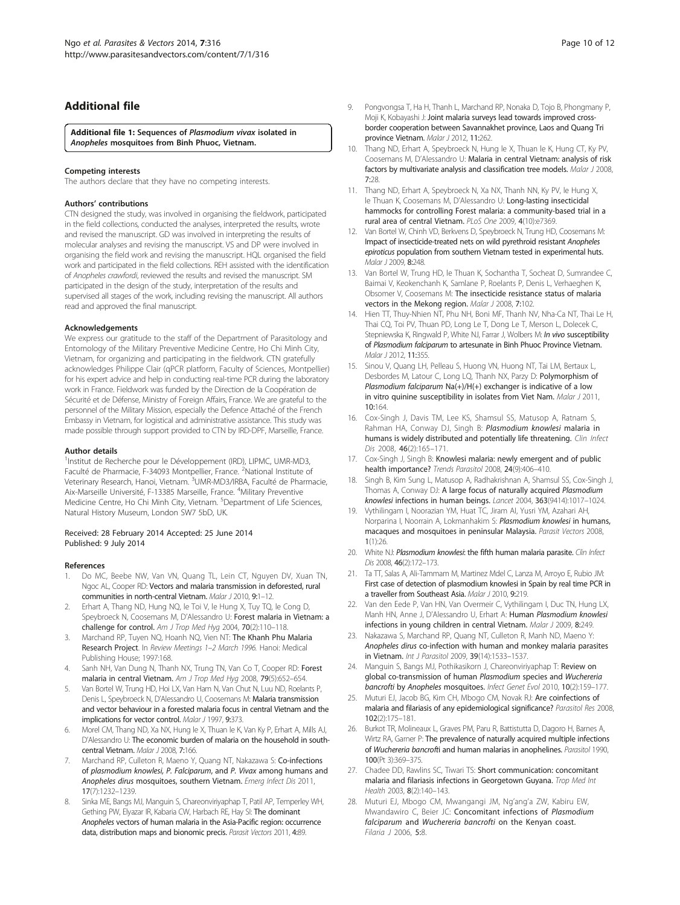## Additional file

**Additional file 1: Sequences of *Plasmodium vivax* isolated in *Anopheles* mosquitoes from Binh Phuoc, Vietnam.**

#### Competing interests

The authors declare that they have no competing interests.

#### Authors' contributions

CTN designed the study, was involved in organising the fieldwork, participated in the field collections, conducted the analyses, interpreted the results, wrote and revised the manuscript. GD was involved in interpreting the results of molecular analyses and revising the manuscript. VS and DP were involved in organising the field work and revising the manuscript. HQL organised the field work and participated in the field collections. REH assisted with the identification of *Anopheles crawfordi*, reviewed the results and revised the manuscript. SM participated in the design of the study, interpretation of the results and supervised all stages of the work, including revising the manuscript. All authors read and approved the final manuscript.

#### Acknowledgements

We express our gratitude to the staff of the Department of Parasitology and Entomology of the Military Preventive Medicine Centre, Ho Chi Minh City, Vietnam, for organizing and participating in the fieldwork. CTN gratefully acknowledges Philippe Clair (qPCR platform, Faculty of Sciences, Montpellier) for his expert advice and help in conducting real-time PCR during the laboratory work in France. Fieldwork was funded by the Direction de la Coopération de Sécurité et de Défense, Ministry of Foreign Affairs, France. We are grateful to the personnel of the Military Mission, especially the Defence Attaché of the French Embassy in Vietnam, for logistical and administrative assistance. This study was made possible through support provided to CTN by IRD-DPF, Marseille, France.

#### Author details

[1]Institut de Recherche pour le Développement (IRD), LIPMC, UMR-MD3, Faculté de Pharmacie, F-34093 Montpellier, France. [2]National Institute of Veterinary Research, Hanoi, Vietnam. [3]UMR-MD3/IRBA, Faculté de Pharmacie, Aix-Marseille Université, F-13385 Marseille, France. [4]Military Preventive Medicine Centre, Ho Chi Minh City, Vietnam. [5]Department of Life Sciences, Natural History Museum, London SW7 5bD, UK.

Received: 28 February 2014 Accepted: 25 June 2014
Published: 9 July 2014

#### References

1. Do MC, Beebe NW, Van VN, Quang TL, Lein CT, Nguyen DV, Xuan TN, Ngoc AL, Cooper RD: **Vectors and malaria transmission in deforested, rural communities in north-central Vietnam.** *Malar J* 2010, **9:**1–12.
2. Erhart A, Thang ND, Hung NQ, le Toi V, le Hung X, Tuy TQ, le Cong D, Speybroeck N, Coosemans M, D'Alessandro U: **Forest malaria in Vietnam: a challenge for control.** *Am J Trop Med Hyg* 2004, **70**(2):110–118.
3. Marchand RP, Tuyen NQ, Hoanh NQ, Vien NT: **The Khanh Phu Malaria Research Project.** In *Review Meetings 1–2 March 1996.* Hanoi: Medical Publishing House; 1997:168.
4. Sanh NH, Van Dung N, Thanh NX, Trung TN, Van Co T, Cooper RD: **Forest malaria in central Vietnam.** *Am J Trop Med Hyg* 2008, **79**(5):652–654.
5. Van Bortel W, Trung HD, Hoi LX, Van Ham N, Van Chut N, Luu ND, Roelants P, Denis L, Speybroeck N, D'Alessandro U, Coosemans M: **Malaria transmission and vector behaviour in a forested malaria focus in central Vietnam and the implications for vector control.** *Malar J* 1997, **9:**373.
6. Morel CM, Thang ND, Xa NX, Hung le X, Thuan le K, Van Ky P, Erhart A, Mills AJ, D'Alessandro U: **The economic burden of malaria on the household in south-central Vietnam.** *Malar J* 2008, **7:**166.
7. Marchand RP, Culleton R, Maeno Y, Quang NT, Nakazawa S: **Co-infections of *plasmodium knowlesi, P. Falciparum*, and *P. Vivax* among humans and *Anopheles dirus* mosquitoes, southern Vietnam.** *Emerg Infect Dis* 2011, **17**(7):1232–1239.
8. Sinka ME, Bangs MJ, Manguin S, Chareonviriyaphap T, Patil AP, Temperley WH, Gething PW, Elyazar IR, Kabaria CW, Harbach RE, Hay SI: **The dominant *Anopheles* vectors of human malaria in the Asia-Pacific region: occurrence data, distribution maps and bionomic precis.** *Parasit Vectors* 2011, **4:**89.
9. Pongvongsa T, Ha H, Thanh L, Marchand RP, Nonaka D, Tojo B, Phongmany P, Moji K, Kobayashi J: **Joint malaria surveys lead towards improved cross-border cooperation between Savannakhet province, Laos and Quang Tri province Vietnam.** *Malar J* 2012, **11:**262.
10. Thang ND, Erhart A, Speybroeck N, Hung le X, Thuan le K, Hung CT, Ky PV, Coosemans M, D'Alessandro U: **Malaria in central Vietnam: analysis of risk factors by multivariate analysis and classification tree models.** *Malar J* 2008, **7:**28.
11. Thang ND, Erhart A, Speybroeck N, Xa NX, Thanh NN, Ky PV, le Hung X, le Thuan K, Coosemans M, D'Alessandro U: **Long-lasting insecticidal hammocks for controlling Forest malaria: a community-based trial in a rural area of central Vietnam.** *PLoS One* 2009, **4**(10):e7369.
12. Van Bortel W, Chinh VD, Berkvens D, Speybroeck N, Trung HD, Coosemans M: **Impact of insecticide-treated nets on wild pyrethroid resistant *Anopheles epiroticus* population from southern Vietnam tested in experimental huts.** *Malar J* 2009, **8:**248.
13. Van Bortel W, Trung HD, le Thuan K, Sochantha T, Socheat D, Sumrandee C, Baimai V, Keokenchanh K, Samlane P, Roelants P, Denis L, Verhaeghen K, Obsomer V, Coosemans M: **The insecticide resistance status of malaria vectors in the Mekong region.** *Malar J* 2008, **7:**102.
14. Hien TT, Thuy-Nhien NT, Phu NH, Boni MF, Thanh NV, Nha-Ca NT, Thai Le H, Thai CQ, Toi PV, Thuan PD, Long Le T, Dong Le T, Merson L, Dolecek C, Stepniewska K, Ringwald P, White NJ, Farrar J, Wolbers M: ***In vivo* susceptibility of *Plasmodium falciparum* to artesunate in Binh Phuoc Province Vietnam.** *Malar J* 2012, **11:**355.
15. Sinou V, Quang LH, Pelleau S, Huong VN, Huong NT, Tai LM, Bertaux L, Desbordes M, Latour C, Long LQ, Thanh NX, Parzy D: **Polymorphism of *Plasmodium falciparum* Na(+)/H(+) exchanger is indicative of a low in vitro quinine susceptibility in isolates from Viet Nam.** *Malar J* 2011, **10:**164.
16. Cox-Singh J, Davis TM, Lee KS, Shamsul SS, Matusop A, Ratnam S, Rahman HA, Conway DJ, Singh B: ***Plasmodium knowlesi* malaria in humans is widely distributed and potentially life threatening.** *Clin Infect Dis* 2008, **46**(2):165–171.
17. Cox-Singh J, Singh B: **Knowlesi malaria: newly emergent and of public health importance?** *Trends Parasitol* 2008, **24**(9):406–410.
18. Singh B, Kim Sung L, Matusop A, Radhakrishnan A, Shamsul SS, Cox-Singh J, Thomas A, Conway DJ: **A large focus of naturally acquired *Plasmodium knowlesi* infections in human beings.** *Lancet* 2004, **363**(9414):1017–1024.
19. Vythilingam I, Noorazian YM, Huat TC, Jiram AI, Yusri YM, Azahari AH, Norparina I, Noorrain A, Lokmanhakim S: ***Plasmodium knowlesi* in humans, macaques and mosquitoes in peninsular Malaysia.** *Parasit Vectors* 2008, **1**(1):26.
20. White NJ: ***Plasmodium knowlesi*: the fifth human malaria parasite.** *Clin Infect Dis* 2008, **46**(2):172–173.
21. Ta TT, Salas A, Ali-Tammam M, Martinez Mdel C, Lanza M, Arroyo E, Rubio JM: **First case of detection of plasmodium knowlesi in Spain by real time PCR in a traveller from Southeast Asia.** *Malar J* 2010, **9:**219.
22. Van den Eede P, Van HN, Van Overmeir C, Vythilingam I, Duc TN, Hung LX, Manh HN, Anne J, D'Alessandro U, Erhart A: **Human *Plasmodium knowlesi* infections in young children in central Vietnam.** *Malar J* 2009, **8:**249.
23. Nakazawa S, Marchand RP, Quang NT, Culleton R, Manh ND, Maeno Y: ***Anopheles dirus* co-infection with human and monkey malaria parasites in Vietnam.** *Int J Parasitol* 2009, **39**(14):1533–1537.
24. Manguin S, Bangs MJ, Pothikasikorn J, Chareonviriyaphap T: **Review on global co-transmission of human *Plasmodium* species and *Wuchereria bancrofti* by *Anopheles* mosquitoes.** *Infect Genet Evol* 2010, **10**(2):159–177.
25. Muturi EJ, Jacob BG, Kim CH, Mbogo CM, Novak RJ: **Are coinfections of malaria and filariasis of any epidemiological significance?** *Parasitol Res* 2008, **102**(2):175–181.
26. Burkot TR, Molineaux L, Graves PM, Paru R, Battistutta D, Dagoro H, Barnes A, Wirtz RA, Garner P: **The prevalence of naturally acquired multiple infections of *Wuchereria bancrofti* and human malarias in anophelines.** *Parasitol* 1990, **100**(Pt 3):369–375.
27. Chadee DD, Rawlins SC, Tiwari TS: **Short communication: concomitant malaria and filariasis infections in Georgetown Guyana.** *Trop Med Int Health* 2003, **8**(2):140–143.
28. Muturi EJ, Mbogo CM, Mwangangi JM, Ng'ang'a ZW, Kabiru EW, Mwandawiro C, Beier JC: **Concomitant infections of *Plasmodium falciparum* and *Wuchereria bancrofti* on the Kenyan coast.** *Filaria J* 2006, **5:**8.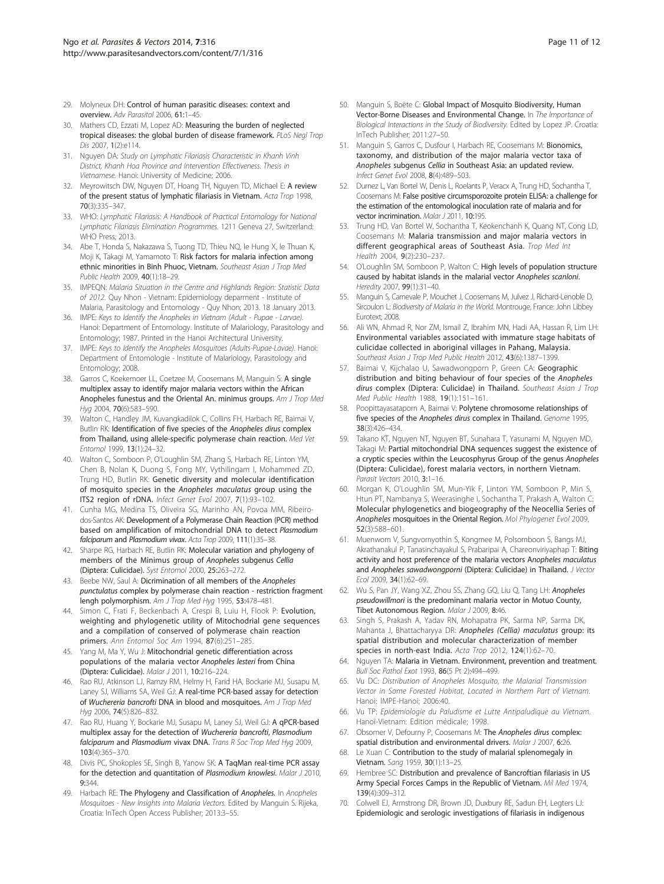29. Molyneux DH: **Control of human parasitic diseases: context and overview.** *Adv Parasitol* 2006, **61:**1–45.
30. Mathers CD, Ezzati M, Lopez AD: **Measuring the burden of neglected tropical diseases: the global burden of disease framework.** *PLoS Negl Trop Dis* 2007, **1**(2):e114.
31. Nguyen DA: *Study on Lymphatic Filariasis Characteristic in Khanh Vinh District, Khanh Hoa Province and Intervention Effectiveness. Thesis in Vietnamese.* Hanoi: University of Medicine; 2006.
32. Meyrowitsch DW, Nguyen DT, Hoang TH, Nguyen TD, Michael E: **A review of the present status of lymphatic filariasis in Vietnam.** *Acta Trop* 1998, **70**(3):335–347.
33. WHO: *Lymphatic Filariasis: A Handbook of Practical Entomology for National Lymphatic Filariasis Elimination Programmes.* 1211 Geneva 27, Switzerland: WHO Press; 2013.
34. Abe T, Honda S, Nakazawa S, Tuong TD, Thieu NQ, le Hung X, le Thuan K, Moji K, Takagi M, Yamamoto T: **Risk factors for malaria infection among ethnic minorities in Binh Phuoc, Vietnam.** *Southeast Asian J Trop Med Public Health* 2009, **40**(1):18–29.
35. IMPEQN: *Malaria Situation in the Centre and Highlands Region: Statistic Data of 2012.* Quy Nhon - Vietnam: Epidemiology deparment - Institute of Malaria, Parasitology and Entomology - Quy Nhon; 2013. 18 January 2013.
36. IMPE: *Keys to Identify the Anopheles in Vietnam (Adult - Pupae - Larvae).* Hanoi: Department of Entomology. Institute of Malariology, Parasitology and Entomology; 1987. Printed in the Hanoi Architectural University.
37. IMPE: *Keys to Identify the Anopheles Mosquitoes (Adults-Pupae-Lavae).* Hanoi: Department of Entomologie - Institute of Malariology, Parasitology and Entomology; 2008.
38. Garros C, Koekemoer LL, Coetzee M, Coosemans M, Manguin S: **A single multiplex assay to identify major malaria vectors within the African Anopheles funestus and the Oriental An. minimus groups.** *Am J Trop Med Hyg* 2004, **70**(6):583–590.
39. Walton C, Handley JM, Kuvangkadilok C, Collins FH, Harbach RE, Baimai V, Butlin RK: **Identification of five species of the *Anopheles dirus* complex from Thailand, using allele-specific polymerase chain reaction.** *Med Vet Entomol* 1999, **13**(1):24–32.
40. Walton C, Somboon P, O'Loughlin SM, Zhang S, Harbach RE, Linton YM, Chen B, Nolan K, Duong S, Fong MY, Vythilingam I, Mohammed ZD, Trung HD, Butlin RK: **Genetic diversity and molecular identification of mosquito species in the *Anopheles maculatus* group using the ITS2 region of rDNA.** *Infect Genet Evol* 2007, **7**(1):93–102.
41. Cunha MG, Medina TS, Oliveira SG, Marinho AN, Povoa MM, Ribeiro-dos-Santos AK: **Development of a Polymerase Chain Reaction (PCR) method based on amplification of mitochondrial DNA to detect *Plasmodium falciparum* and *Plasmodium vivax*.** *Acta Trop* 2009, **111**(1):35–38.
42. Sharpe RG, Harbach RE, Butlin RK: **Molecular variation and phylogeny of members of the Minimus group of *Anopheles* subgenus *Cellia* (Diptera: Culicidae).** *Syst Entomol* 2000, **25:**263–272.
43. Beebe NW, Saul A: **Dicrimination of all members of the *Anopheles punctulatus* complex by polymerase chain reaction - restriction fragment lengh polymorphism.** *Am J Trop Med Hyg* 1995, **53:**478–481.
44. Simon C, Frati F, Beckenbach A, Crespi B, Luiu H, Flook P: **Evolution, weighting and phylogenetic utility of Mitochodrial gene sequences and a compilation of conserved of polymerase chain reaction primers.** *Ann Entomol Soc Am* 1994, **87**(6):251–285.
45. Yang M, Ma Y, Wu J: **Mitochondrial genetic differentiation across populations of the malaria vector *Anopheles lesteri* from China (Diptera: Culicidae).** *Malar J* 2011, **10:**216–224.
46. Rao RU, Atkinson LJ, Ramzy RM, Helmy H, Farid HA, Bockarie MJ, Susapu M, Laney SJ, Williams SA, Weil GJ: **A real-time PCR-based assay for detection of *Wuchereria bancrofti* DNA in blood and mosquitoes.** *Am J Trop Med Hyg* 2006, **74**(5):826–832.
47. Rao RU, Huang Y, Bockarie MJ, Susapu M, Laney SJ, Weil GJ: **A qPCR-based multiplex assay for the detection of *Wuchereria bancrofti*, *Plasmodium falciparum* and *Plasmodium* vivax DNA.** *Trans R Soc Trop Med Hyg* 2009, **103**(4):365–370.
48. Divis PC, Shokoples SE, Singh B, Yanow SK: **A TaqMan real-time PCR assay for the detection and quantitation of *Plasmodium knowlesi*.** *Malar J* 2010, **9:**344.
49. Harbach RE: **The Phylogeny and Classification of *Anopheles*.** In *Anopheles Mosquitoes - New Insights into Malaria Vectors.* Edited by Manguin S. Rijeka, Croatia: InTech Open Access Publisher; 2013:3–55.
50. Manguin S, Boëte C: **Global Impact of Mosquito Biodiversity, Human Vector-Borne Diseases and Environmental Change.** In *The Importance of Biological Interactions in the Study of Biodiversity.* Edited by Lopez JP. Croatia: InTech Publisher; 2011:27–50.
51. Manguin S, Garros C, Dusfour I, Harbach RE, Coosemans M: **Bionomics, taxonomy, and distribution of the major malaria vector taxa of *Anopheles* subgenus *Cellia* in Southeast Asia: an updated review.** *Infect Genet Evol* 2008, **8**(4):489–503.
52. Durnez L, Van Bortel W, Denis L, Roelants P, Veracx A, Trung HD, Sochantha T, Coosemans M: **False positive circumsporozoite protein ELISA: a challenge for the estimation of the entomological inoculation rate of malaria and for vector incrimination.** *Malar J* 2011, **10:**195.
53. Trung HD, Van Bortel W, Sochantha T, Keokenchanh K, Quang NT, Cong LD, Coosemans M: **Malaria transmission and major malaria vectors in different geographical areas of Southeast Asia.** *Trop Med Int Health* 2004, **9**(2):230–237.
54. O'Loughlin SM, Somboon P, Walton C: **High levels of population structure caused by habitat islands in the malarial vector *Anopheles scanloni*.** *Heredity* 2007, **99**(1):31–40.
55. Manguin S, Carnevale P, Mouchet J, Coosemans M, Julvez J, Richard-Lenoble D, Sircoulon L: *Biodiversity of Malaria in the World.* Montrouge, France: John Libbey Eurotext; 2008.
56. Ali WN, Ahmad R, Nor ZM, Ismail Z, Ibrahim MN, Hadi AA, Hassan R, Lim LH: **Environmental variables associated with immature stage habitats of culicidae collected in aboriginal villages in Pahang, Malaysia.** *Southeast Asian J Trop Med Public Health* 2012, **43**(6):1387–1399.
57. Baimai V, Kijchalao U, Sawadwongporn P, Green CA: **Geographic distribution and biting behaviour of four species of the *Anopheles dirus* complex (Diptera: Culicidae) in Thailand.** *Southeast Asian J Trop Med Public Health* 1988, **19**(1):151–161.
58. Poopittayasataporn A, Baimai V: **Polytene chromosome relationships of five species of the *Anopheles dirus* complex in Thailand.** *Genome* 1995, **38**(3):426–434.
59. Takano KT, Nguyen NT, Nguyen BT, Sunahara T, Yasunami M, Nguyen MD, Takagi M: **Partial mitochondrial DNA sequences suggest the existence of a cryptic species within the Leucosphyrus Group of the genus *Anopheles* (Diptera: Culicidae), forest malaria vectors, in northern Vietnam.** *Parasit Vectors* 2010, **3:**1–16.
60. Morgan K, O'Loughlin SM, Mun-Yik F, Linton YM, Somboon P, Min S, Htun PT, Nambanya S, Weerasinghe I, Sochantha T, Prakash A, Walton C: **Molecular phylogenetics and biogeography of the Neocellia Series of *Anopheles* mosquitoes in the Oriental Region.** *Mol Phylogenet Evol* 2009, **52**(3):588–601.
61. Muenworn V, Sungvornyothin S, Kongmee M, Polsomboon S, Bangs MJ, Akrathanakul P, Tanasinchayakul S, Prabaripai A, Chareonviriyaphap T: **Biting activity and host preference of the malaria vectors *Anopheles maculatus* and *Anopheles sawadwongporni* (Diptera: Culicidae) in Thailand.** *J Vector Ecol* 2009, **34**(1):62–69.
62. Wu S, Pan JY, Wang XZ, Zhou SS, Zhang GQ, Liu Q, Tang LH: ***Anopheles pseudowillmori* is the predominant malaria vector in Motuo County, Tibet Autonomous Region.** *Malar J* 2009, **8:**46.
63. Singh S, Prakash A, Yadav RN, Mohapatra PK, Sarma NP, Sarma DK, Mahanta J, Bhattacharyya DR: ***Anopheles (Cellia) maculatus* group: its spatial distribution and molecular characterization of member species in north-east India.** *Acta Trop* 2012, **124**(1):62–70.
64. Nguyen TA: **Malaria in Vietnam. Environment, prevention and treatment.** *Bull Soc Pathol Exot* 1993, **86**(5 Pt 2):494–499.
65. Vu DC: *Distribution of Anopheles Mosquito, the Malarial Transmission Vector in Some Forested Habitat, Located in Northern Part of Vietnam.* Hanoi: IMPE-Hanoi; 2006:40.
66. Vu TP: *Epidemiologie du Paludisme et Lutte Antipaludique au Vietnam.* Hanoï-Vietnam: Edition médicale; 1998.
67. Obsomer V, Defourny P, Coosemans M: **The *Anopheles dirus* complex: spatial distribution and environmental drivers.** *Malar J* 2007, **6:**26.
68. Le Xuan C: **Contribution to the study of malarial splenomegaly in Vietnam.** *Sang* 1959, **30**(1):13–25.
69. Hembree SC: **Distribution and prevalence of Bancroftian filariasis in US Army Special Forces Camps in the Republic of Vietnam.** *Mil Med* 1974, **139**(4):309–312.
70. Colwell EJ, Armstrong DR, Brown JD, Duxbury RE, Sadun EH, Legters LJ: **Epidemiologic and serologic investigations of filariasis in indigenous**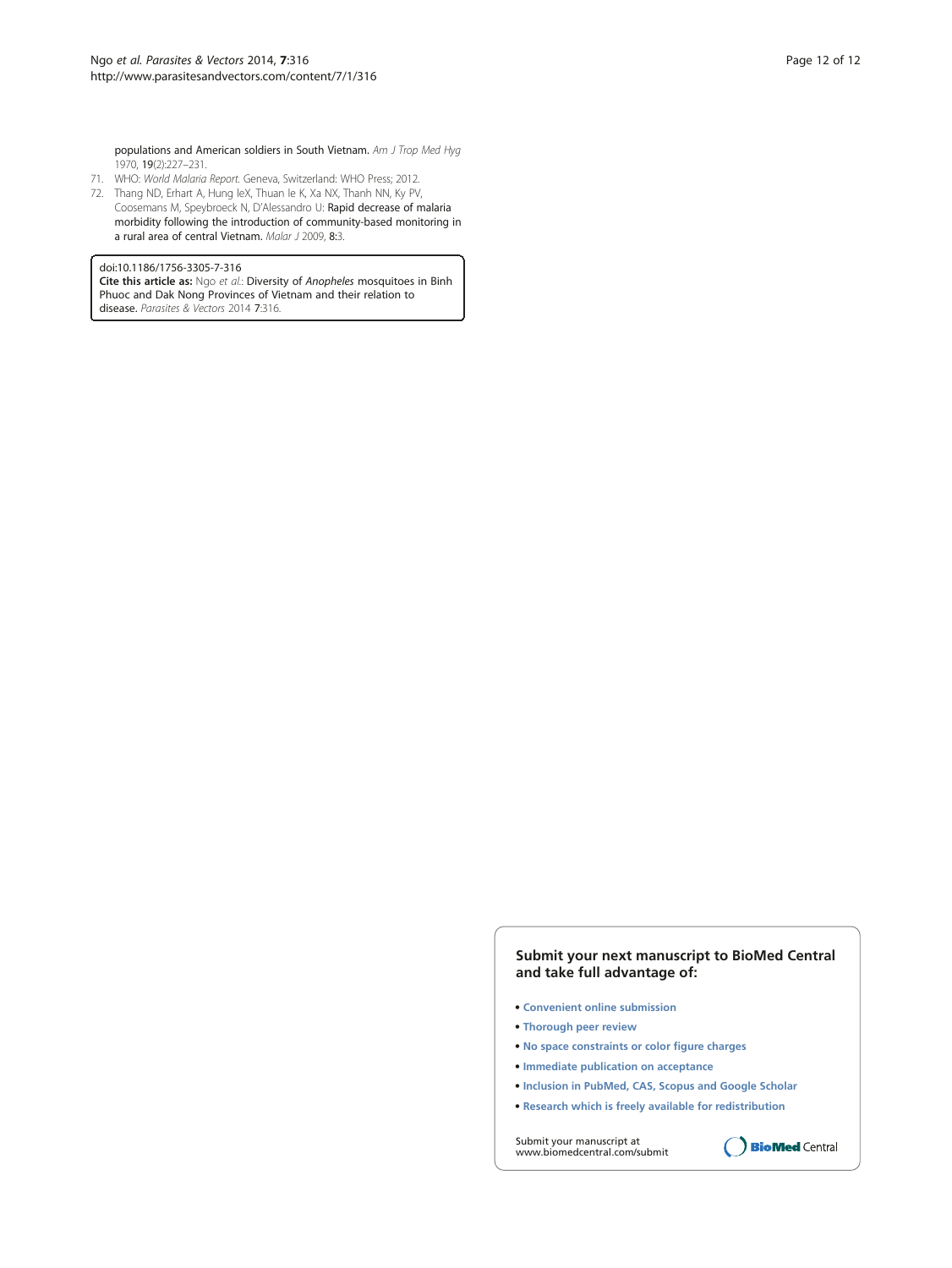populations and American soldiers in South Vietnam. *Am J Trop Med Hyg* 1970, **19**(2):227–231.

71. WHO: *World Malaria Report.* Geneva, Switzerland: WHO Press; 2012.
72. Thang ND, Erhart A, Hung leX, Thuan le K, Xa NX, Thanh NN, Ky PV, Coosemans M, Speybroeck N, D'Alessandro U: **Rapid decrease of malaria morbidity following the introduction of community-based monitoring in a rural area of central Vietnam.** *Malar J* 2009, **8**:3.

doi:10.1186/1756-3305-7-316

**Cite this article as:** Ngo *et al.*: Diversity of *Anopheles* mosquitoes in Binh Phuoc and Dak Nong Provinces of Vietnam and their relation to disease. *Parasites & Vectors* 2014 **7**:316.

**Submit your next manuscript to BioMed Central and take full advantage of:**

- **Convenient online submission**
- **Thorough peer review**
- **No space constraints or color figure charges**
- **Immediate publication on acceptance**
- **Inclusion in PubMed, CAS, Scopus and Google Scholar**
- **Research which is freely available for redistribution**

Submit your manuscript at
www.biomedcentral.com/submit

BioMed Central